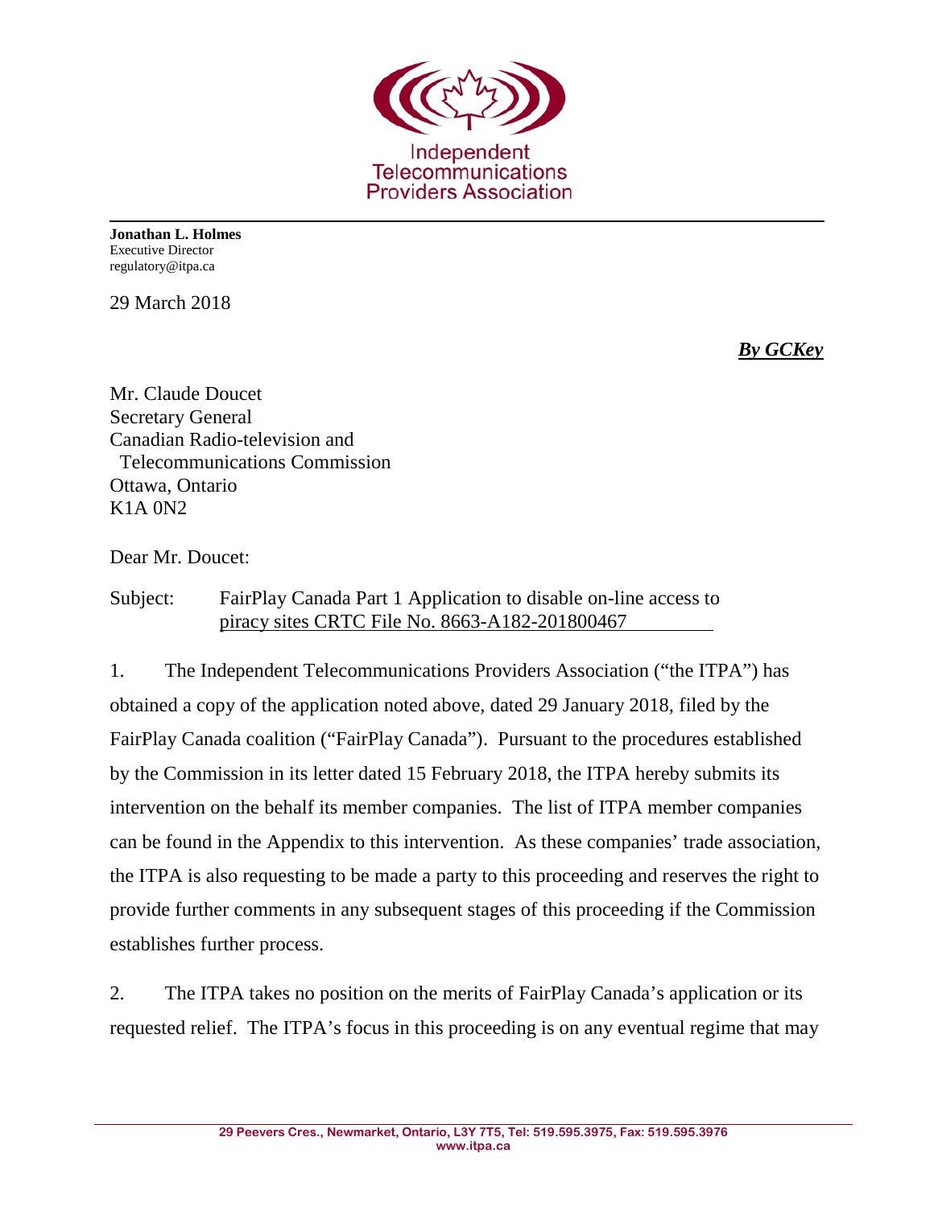Independent Telecommunications Providers Association

**Jonathan L. Holmes**
Executive Director
regulatory@itpa.ca

29 March 2018

***By GCKey***

Mr. Claude Doucet
Secretary General
Canadian Radio-television and
Telecommunications Commission
Ottawa, Ontario
K1A 0N2

Dear Mr. Doucet:

Subject: FairPlay Canada Part 1 Application to disable on-line access to piracy sites CRTC File No. 8663-A182-201800467

1. The Independent Telecommunications Providers Association ("the ITPA") has obtained a copy of the application noted above, dated 29 January 2018, filed by the FairPlay Canada coalition ("FairPlay Canada"). Pursuant to the procedures established by the Commission in its letter dated 15 February 2018, the ITPA hereby submits its intervention on the behalf its member companies. The list of ITPA member companies can be found in the Appendix to this intervention. As these companies' trade association, the ITPA is also requesting to be made a party to this proceeding and reserves the right to provide further comments in any subsequent stages of this proceeding if the Commission establishes further process.

2. The ITPA takes no position on the merits of FairPlay Canada's application or its requested relief. The ITPA's focus in this proceeding is on any eventual regime that may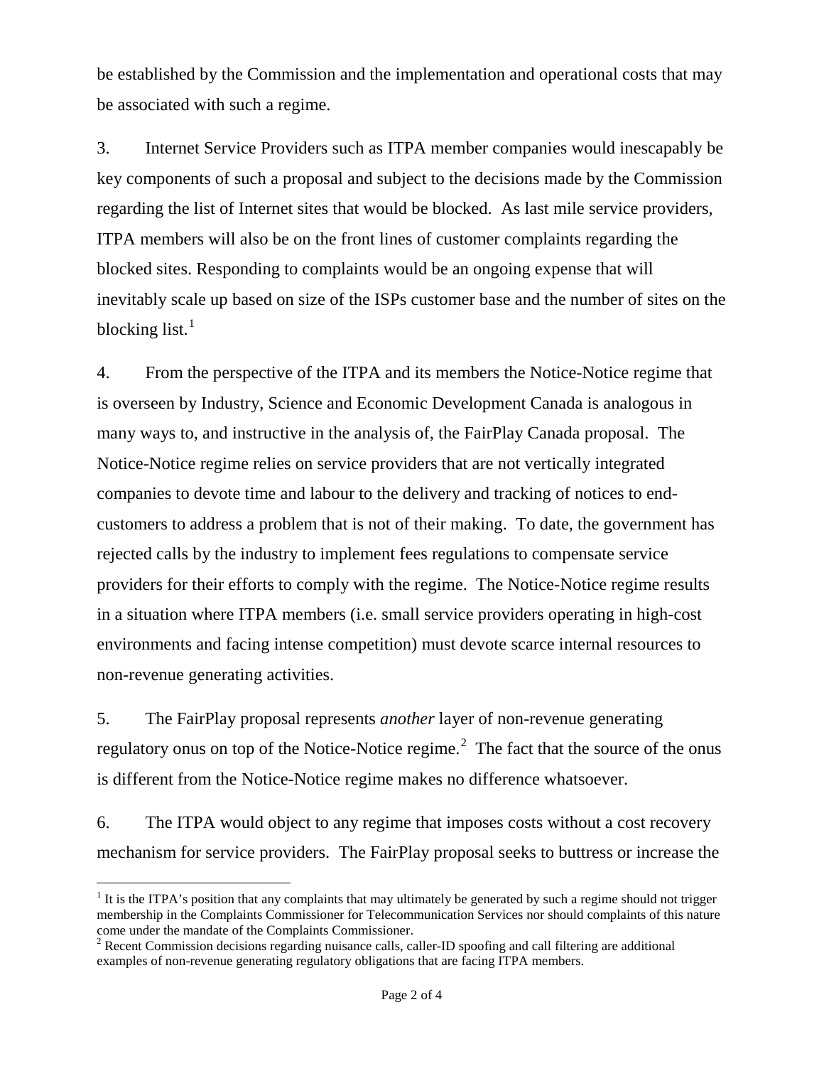be established by the Commission and the implementation and operational costs that may be associated with such a regime.

3. Internet Service Providers such as ITPA member companies would inescapably be key components of such a proposal and subject to the decisions made by the Commission regarding the list of Internet sites that would be blocked. As last mile service providers, ITPA members will also be on the front lines of customer complaints regarding the blocked sites. Responding to complaints would be an ongoing expense that will inevitably scale up based on size of the ISPs customer base and the number of sites on the blocking list.[1]

4. From the perspective of the ITPA and its members the Notice-Notice regime that is overseen by Industry, Science and Economic Development Canada is analogous in many ways to, and instructive in the analysis of, the FairPlay Canada proposal. The Notice-Notice regime relies on service providers that are not vertically integrated companies to devote time and labour to the delivery and tracking of notices to end-customers to address a problem that is not of their making. To date, the government has rejected calls by the industry to implement fees regulations to compensate service providers for their efforts to comply with the regime. The Notice-Notice regime results in a situation where ITPA members (i.e. small service providers operating in high-cost environments and facing intense competition) must devote scarce internal resources to non-revenue generating activities.

5. The FairPlay proposal represents *another* layer of non-revenue generating regulatory onus on top of the Notice-Notice regime.[2] The fact that the source of the onus is different from the Notice-Notice regime makes no difference whatsoever.

6. The ITPA would object to any regime that imposes costs without a cost recovery mechanism for service providers. The FairPlay proposal seeks to buttress or increase the

---

[1] It is the ITPA's position that any complaints that may ultimately be generated by such a regime should not trigger membership in the Complaints Commissioner for Telecommunication Services nor should complaints of this nature come under the mandate of the Complaints Commissioner.

[2] Recent Commission decisions regarding nuisance calls, caller-ID spoofing and call filtering are additional examples of non-revenue generating regulatory obligations that are facing ITPA members.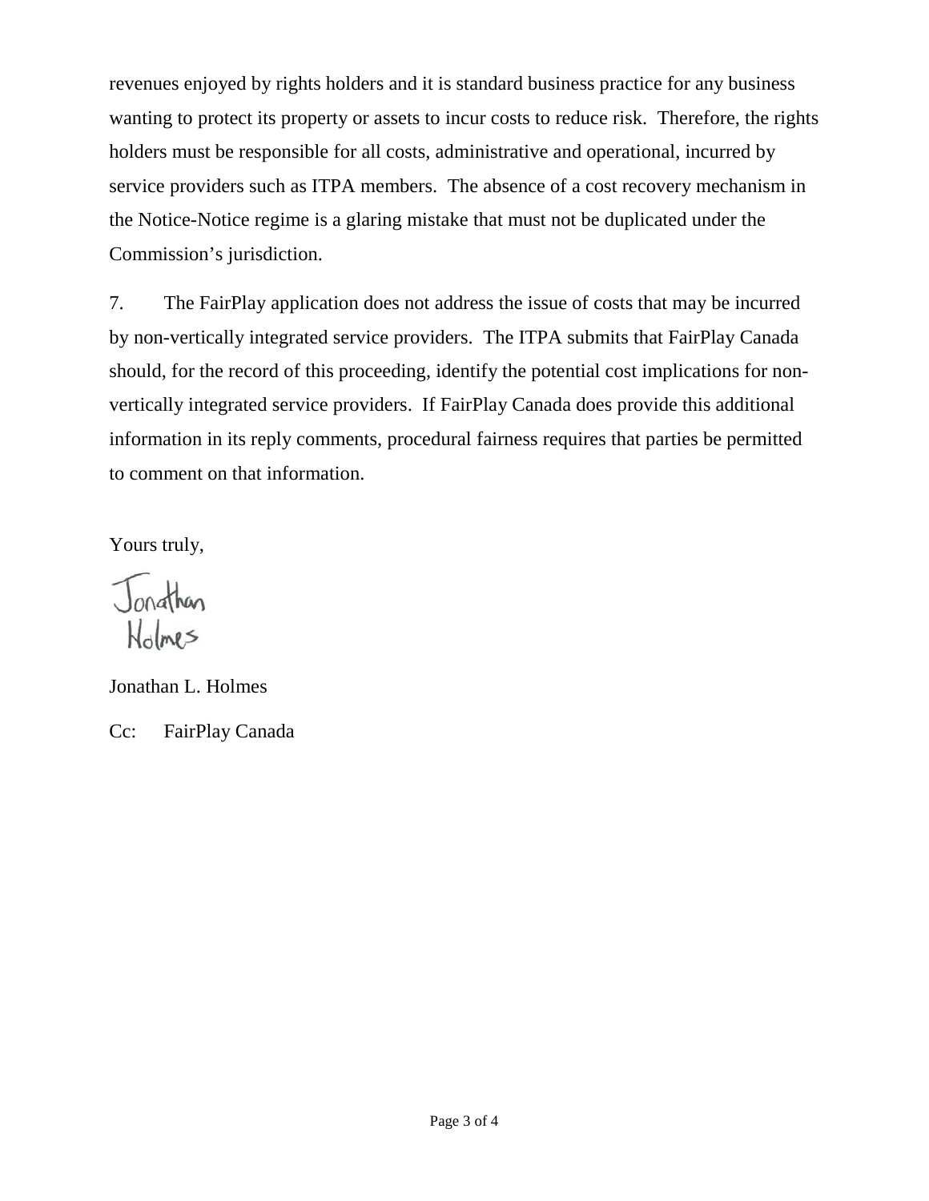revenues enjoyed by rights holders and it is standard business practice for any business wanting to protect its property or assets to incur costs to reduce risk. Therefore, the rights holders must be responsible for all costs, administrative and operational, incurred by service providers such as ITPA members. The absence of a cost recovery mechanism in the Notice-Notice regime is a glaring mistake that must not be duplicated under the Commission's jurisdiction.

7. The FairPlay application does not address the issue of costs that may be incurred by non-vertically integrated service providers. The ITPA submits that FairPlay Canada should, for the record of this proceeding, identify the potential cost implications for non-vertically integrated service providers. If FairPlay Canada does provide this additional information in its reply comments, procedural fairness requires that parties be permitted to comment on that information.

Yours truly,

Jonathan Holmes

Jonathan L. Holmes

Cc: FairPlay Canada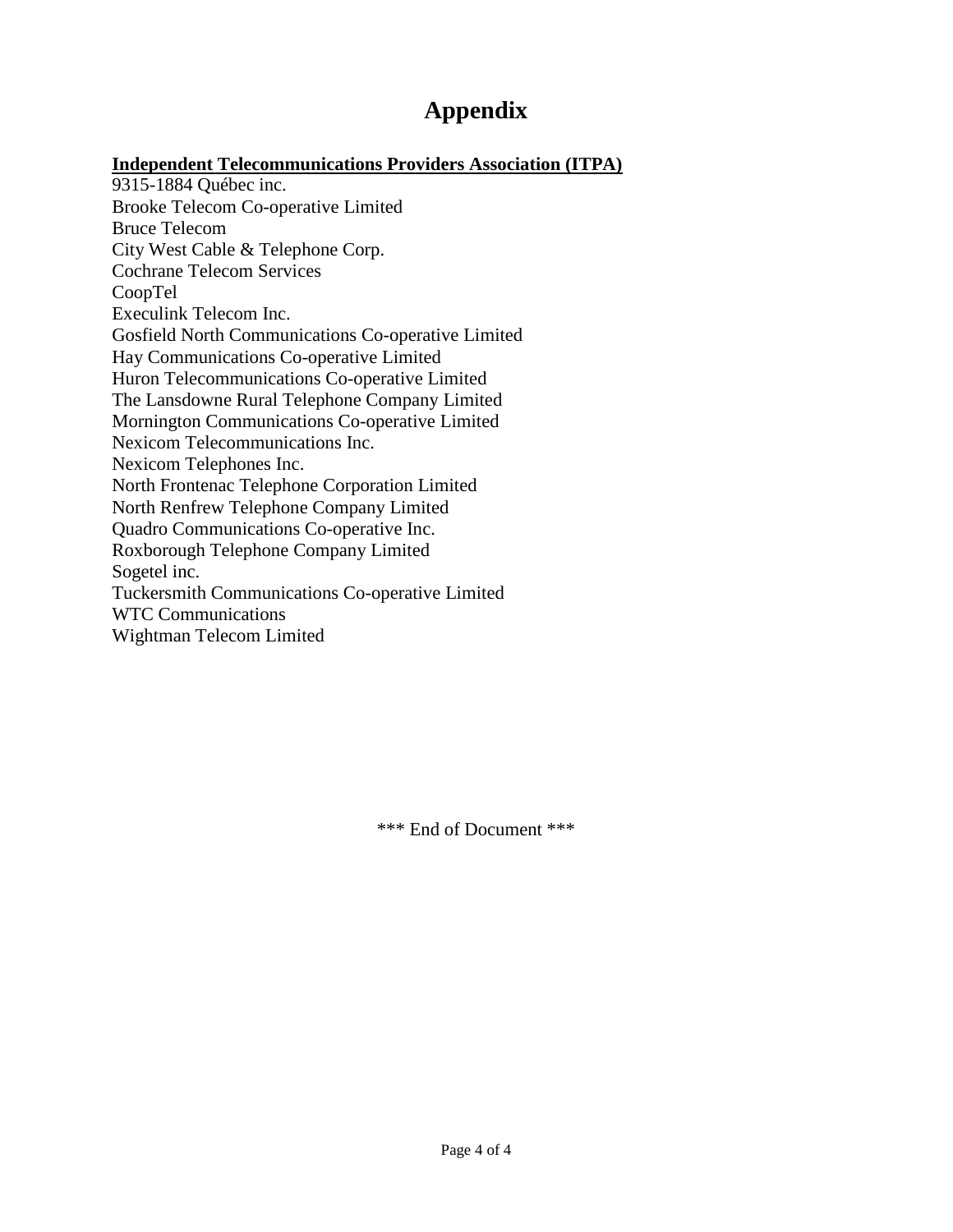# Appendix

**Independent Telecommunications Providers Association (ITPA)**

9315-1884 Québec inc.
Brooke Telecom Co-operative Limited
Bruce Telecom
City West Cable & Telephone Corp.
Cochrane Telecom Services
CoopTel
Execulink Telecom Inc.
Gosfield North Communications Co-operative Limited
Hay Communications Co-operative Limited
Huron Telecommunications Co-operative Limited
The Lansdowne Rural Telephone Company Limited
Mornington Communications Co-operative Limited
Nexicom Telecommunications Inc.
Nexicom Telephones Inc.
North Frontenac Telephone Corporation Limited
North Renfrew Telephone Company Limited
Quadro Communications Co-operative Inc.
Roxborough Telephone Company Limited
Sogetel inc.
Tuckersmith Communications Co-operative Limited
WTC Communications
Wightman Telecom Limited

*** End of Document ***